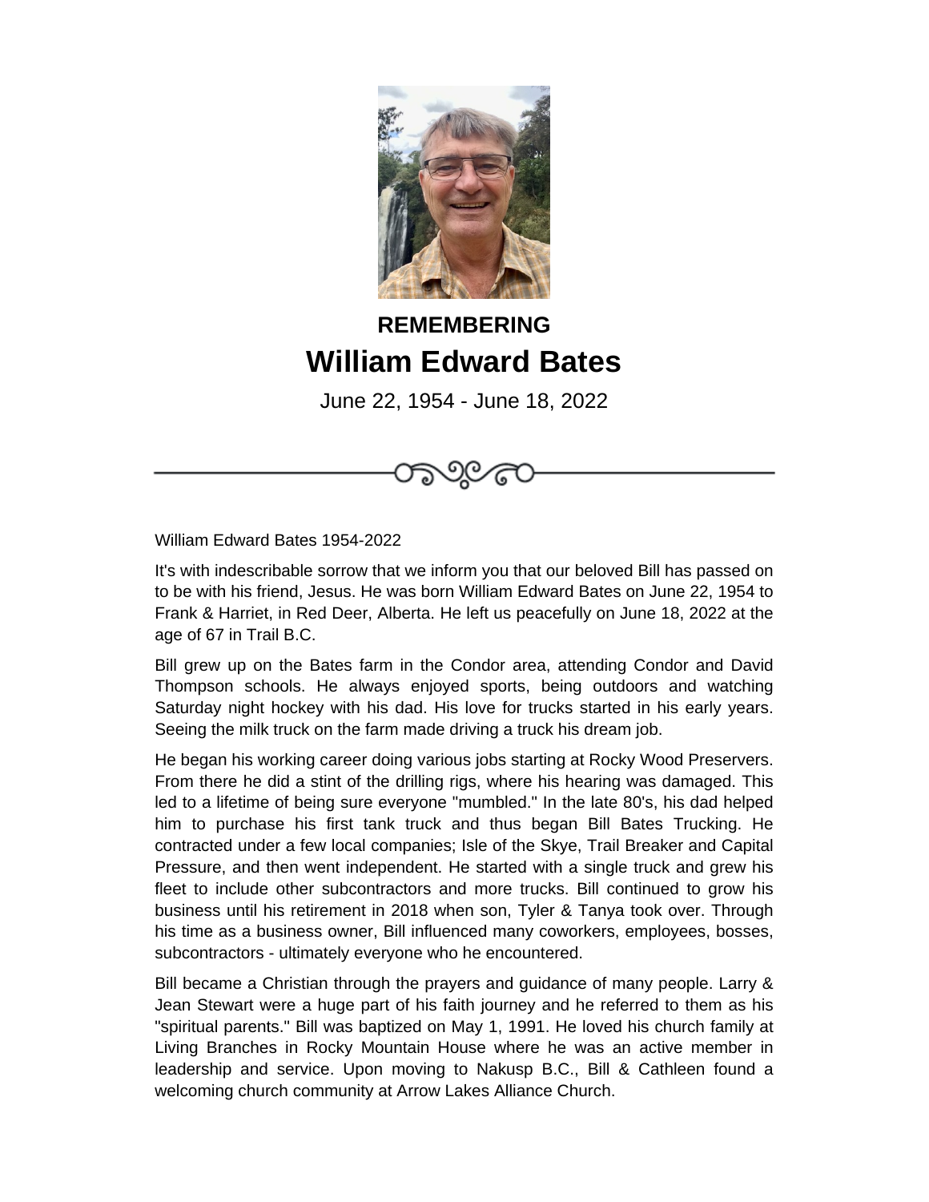**REMEMBERING**

# William Edward Bates

June 22, 1954 - June 18, 2022

William Edward Bates 1954-2022

It's with indescribable sorrow that we inform you that our beloved Bill has passed on to be with his friend, Jesus. He was born William Edward Bates on June 22, 1954 to Frank & Harriet, in Red Deer, Alberta. He left us peacefully on June 18, 2022 at the age of 67 in Trail B.C.

Bill grew up on the Bates farm in the Condor area, attending Condor and David Thompson schools. He always enjoyed sports, being outdoors and watching Saturday night hockey with his dad. His love for trucks started in his early years. Seeing the milk truck on the farm made driving a truck his dream job.

He began his working career doing various jobs starting at Rocky Wood Preservers. From there he did a stint of the drilling rigs, where his hearing was damaged. This led to a lifetime of being sure everyone "mumbled." In the late 80's, his dad helped him to purchase his first tank truck and thus began Bill Bates Trucking. He contracted under a few local companies; Isle of the Skye, Trail Breaker and Capital Pressure, and then went independent. He started with a single truck and grew his fleet to include other subcontractors and more trucks. Bill continued to grow his business until his retirement in 2018 when son, Tyler & Tanya took over. Through his time as a business owner, Bill influenced many coworkers, employees, bosses, subcontractors - ultimately everyone who he encountered.

Bill became a Christian through the prayers and guidance of many people. Larry & Jean Stewart were a huge part of his faith journey and he referred to them as his "spiritual parents." Bill was baptized on May 1, 1991. He loved his church family at Living Branches in Rocky Mountain House where he was an active member in leadership and service. Upon moving to Nakusp B.C., Bill & Cathleen found a welcoming church community at Arrow Lakes Alliance Church.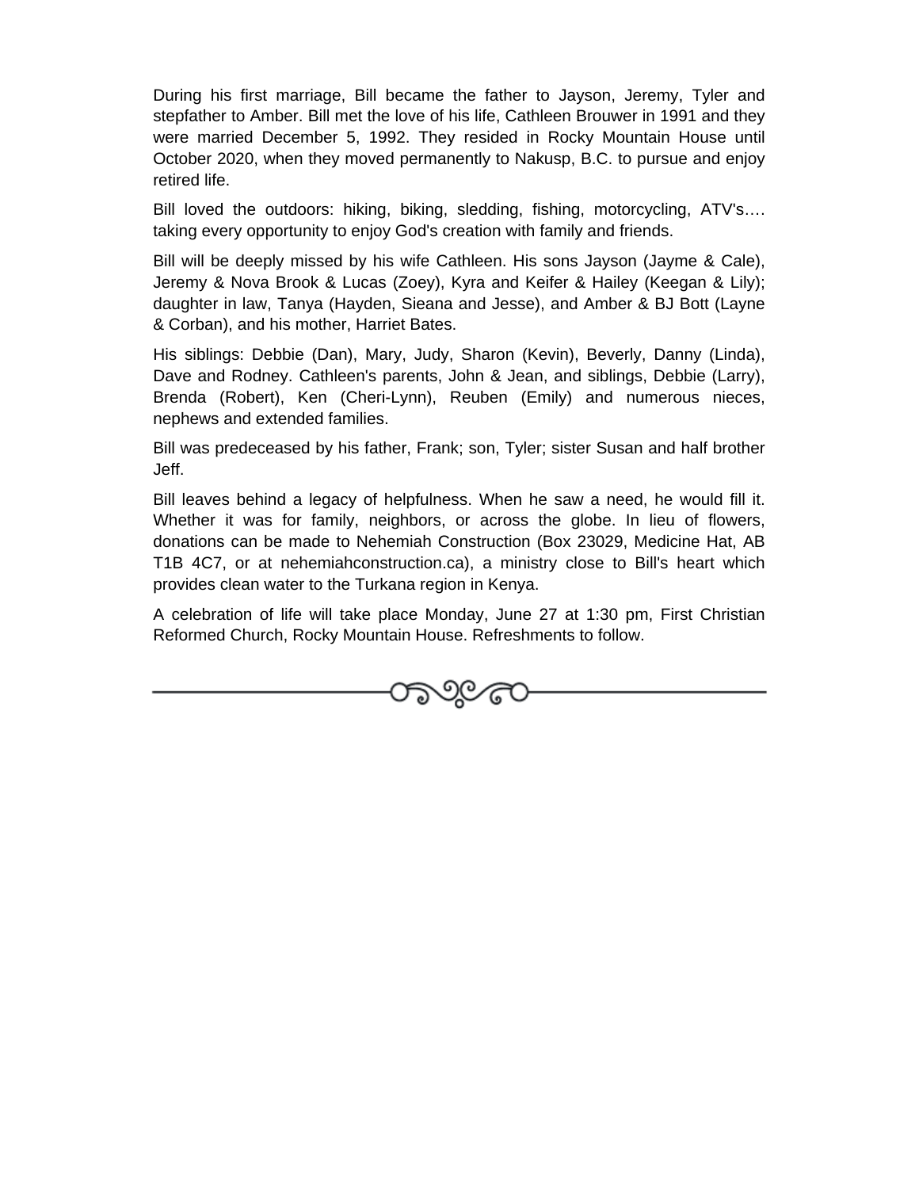During his first marriage, Bill became the father to Jayson, Jeremy, Tyler and stepfather to Amber. Bill met the love of his life, Cathleen Brouwer in 1991 and they were married December 5, 1992. They resided in Rocky Mountain House until October 2020, when they moved permanently to Nakusp, B.C. to pursue and enjoy retired life.

Bill loved the outdoors: hiking, biking, sledding, fishing, motorcycling, ATV's…. taking every opportunity to enjoy God's creation with family and friends.

Bill will be deeply missed by his wife Cathleen. His sons Jayson (Jayme & Cale), Jeremy & Nova Brook & Lucas (Zoey), Kyra and Keifer & Hailey (Keegan & Lily); daughter in law, Tanya (Hayden, Sieana and Jesse), and Amber & BJ Bott (Layne & Corban), and his mother, Harriet Bates.

His siblings: Debbie (Dan), Mary, Judy, Sharon (Kevin), Beverly, Danny (Linda), Dave and Rodney. Cathleen's parents, John & Jean, and siblings, Debbie (Larry), Brenda (Robert), Ken (Cheri-Lynn), Reuben (Emily) and numerous nieces, nephews and extended families.

Bill was predeceased by his father, Frank; son, Tyler; sister Susan and half brother Jeff.

Bill leaves behind a legacy of helpfulness. When he saw a need, he would fill it. Whether it was for family, neighbors, or across the globe. In lieu of flowers, donations can be made to Nehemiah Construction (Box 23029, Medicine Hat, AB T1B 4C7, or at nehemiahconstruction.ca), a ministry close to Bill's heart which provides clean water to the Turkana region in Kenya.

A celebration of life will take place Monday, June 27 at 1:30 pm, First Christian Reformed Church, Rocky Mountain House. Refreshments to follow.